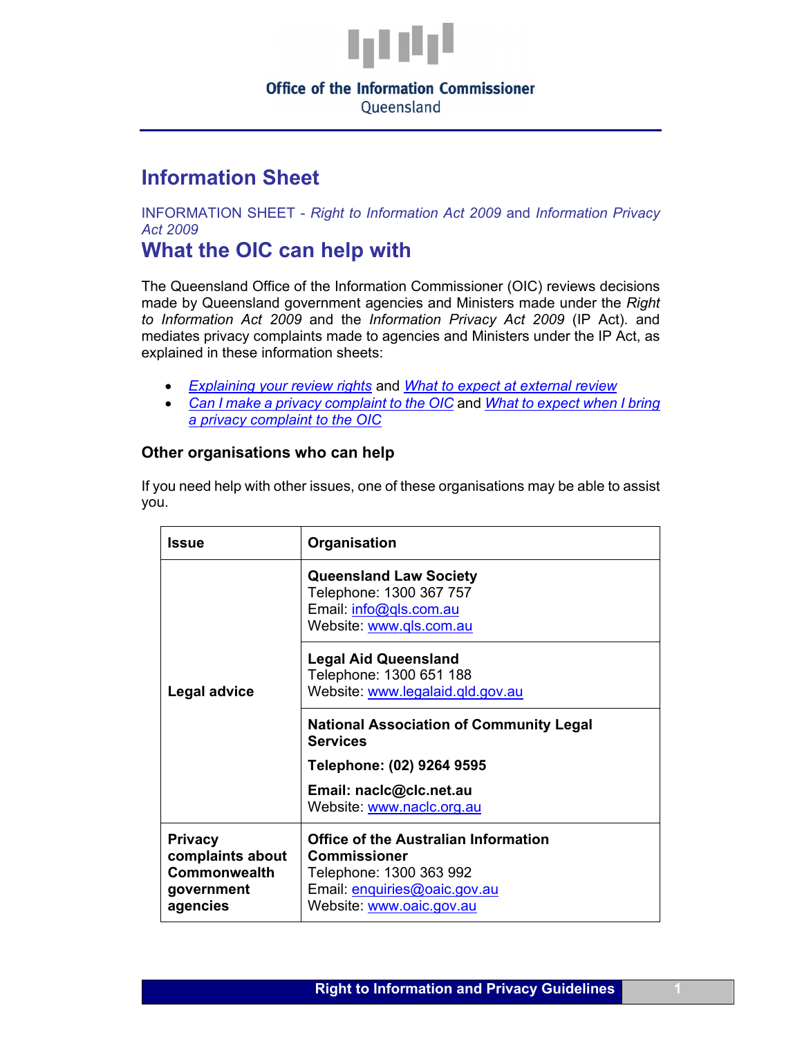Office of the Information Commissioner
Queensland

# Information Sheet

INFORMATION SHEET - *Right to Information Act 2009* and *Information Privacy Act 2009*

## What the OIC can help with

The Queensland Office of the Information Commissioner (OIC) reviews decisions made by Queensland government agencies and Ministers made under the *Right to Information Act 2009* and the *Information Privacy Act 2009* (IP Act). and mediates privacy complaints made to agencies and Ministers under the IP Act, as explained in these information sheets:

- *Explaining your review rights* and *What to expect at external review*
- *Can I make a privacy complaint to the OIC* and *What to expect when I bring a privacy complaint to the OIC*

### Other organisations who can help

If you need help with other issues, one of these organisations may be able to assist you.

| Issue | Organisation |
|---|---|
| Legal advice | **Queensland Law Society**<br>Telephone: 1300 367 757<br>Email: info@qls.com.au<br>Website: www.qls.com.au |
| | **Legal Aid Queensland**<br>Telephone: 1300 651 188<br>Website: www.legalaid.qld.gov.au |
| | **National Association of Community Legal Services**<br>**Telephone: (02) 9264 9595**<br>**Email: naclc@clc.net.au**<br>Website: www.naclc.org.au |
| **Privacy complaints about Commonwealth government agencies** | **Office of the Australian Information Commissioner**<br>Telephone: 1300 363 992<br>Email: enquiries@oaic.gov.au<br>Website: www.oaic.gov.au |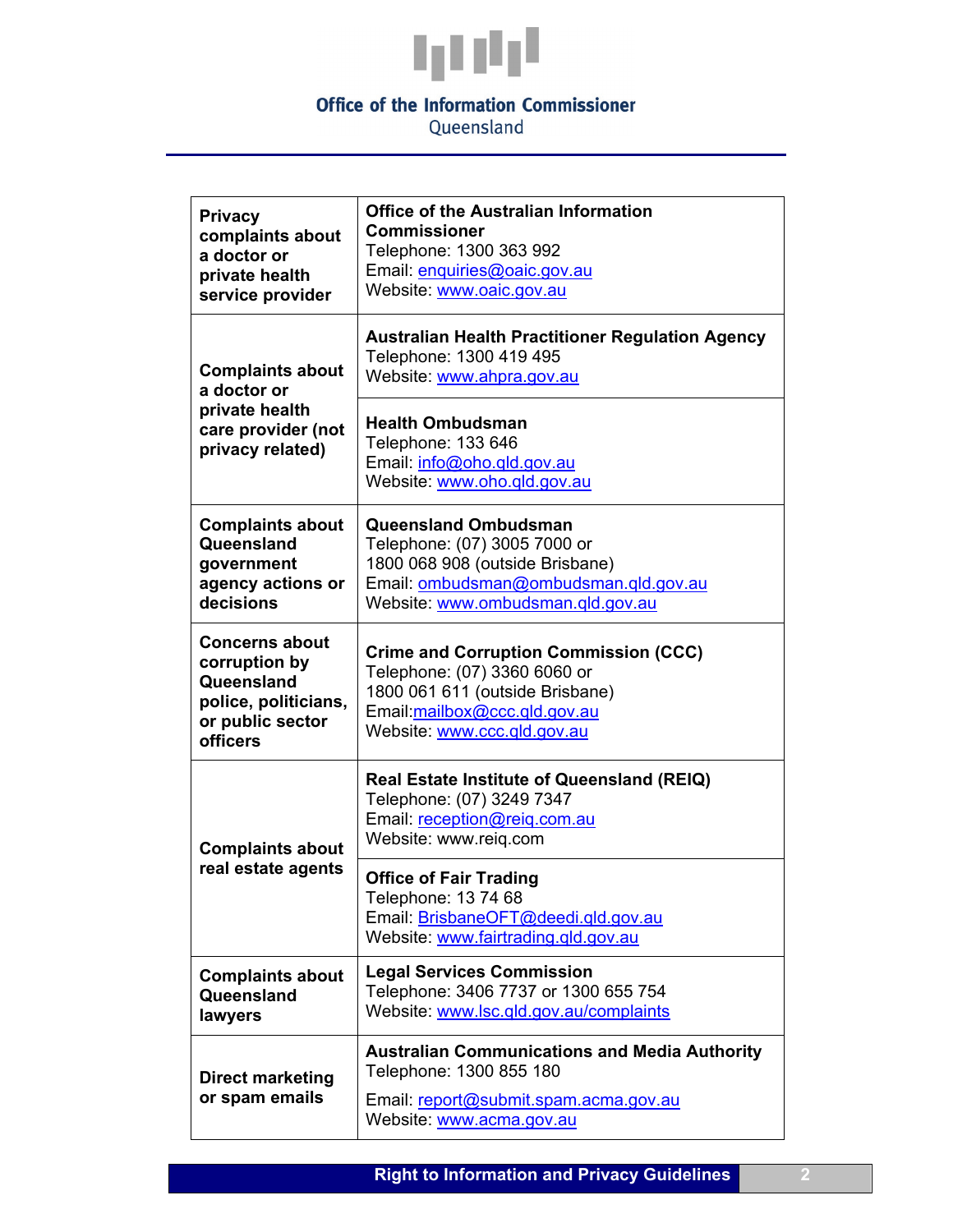| | |
|---|---|
| **Privacy complaints about a doctor or private health service provider** | **Office of the Australian Information Commissioner**<br>Telephone: 1300 363 992<br>Email: enquiries@oaic.gov.au<br>Website: www.oaic.gov.au |
| **Complaints about a doctor or private health care provider (not privacy related)** | **Australian Health Practitioner Regulation Agency**<br>Telephone: 1300 419 495<br>Website: www.ahpra.gov.au |
| | **Health Ombudsman**<br>Telephone: 133 646<br>Email: info@oho.qld.gov.au<br>Website: www.oho.qld.gov.au |
| **Complaints about Queensland government agency actions or decisions** | **Queensland Ombudsman**<br>Telephone: (07) 3005 7000 or<br>1800 068 908 (outside Brisbane)<br>Email: ombudsman@ombudsman.qld.gov.au<br>Website: www.ombudsman.qld.gov.au |
| **Concerns about corruption by Queensland police, politicians, or public sector officers** | **Crime and Corruption Commission (CCC)**<br>Telephone: (07) 3360 6060 or<br>1800 061 611 (outside Brisbane)<br>Email:mailbox@ccc.qld.gov.au<br>Website: www.ccc.qld.gov.au |
| **Complaints about real estate agents** | **Real Estate Institute of Queensland (REIQ)**<br>Telephone: (07) 3249 7347<br>Email: reception@reiq.com.au<br>Website: www.reiq.com |
| | **Office of Fair Trading**<br>Telephone: 13 74 68<br>Email: BrisbaneOFT@deedi.qld.gov.au<br>Website: www.fairtrading.qld.gov.au |
| **Complaints about Queensland lawyers** | **Legal Services Commission**<br>Telephone: 3406 7737 or 1300 655 754<br>Website: www.lsc.qld.gov.au/complaints |
| **Direct marketing or spam emails** | **Australian Communications and Media Authority**<br>Telephone: 1300 855 180<br>Email: report@submit.spam.acma.gov.au<br>Website: www.acma.gov.au |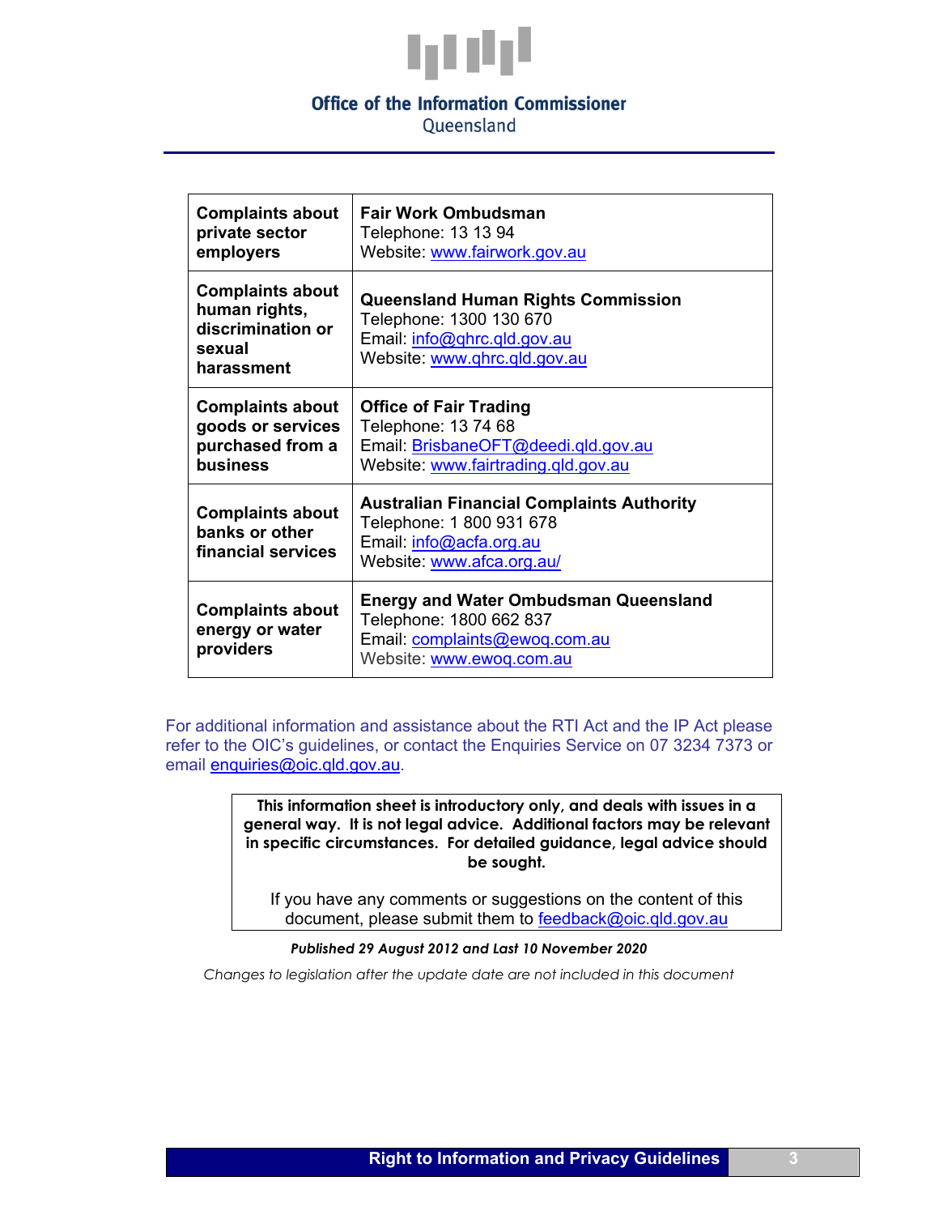| | |
|---|---|
| **Complaints about private sector employers** | **Fair Work Ombudsman**<br>Telephone: 13 13 94<br>Website: www.fairwork.gov.au |
| **Complaints about human rights, discrimination or sexual harassment** | **Queensland Human Rights Commission**<br>Telephone: 1300 130 670<br>Email: info@qhrc.qld.gov.au<br>Website: www.qhrc.qld.gov.au |
| **Complaints about goods or services purchased from a business** | **Office of Fair Trading**<br>Telephone: 13 74 68<br>Email: BrisbaneOFT@deedi.qld.gov.au<br>Website: www.fairtrading.qld.gov.au |
| **Complaints about banks or other financial services** | **Australian Financial Complaints Authority**<br>Telephone: 1 800 931 678<br>Email: info@acfa.org.au<br>Website: www.afca.org.au/ |
| **Complaints about energy or water providers** | **Energy and Water Ombudsman Queensland**<br>Telephone: 1800 662 837<br>Email: complaints@ewoq.com.au<br>Website: www.ewoq.com.au |

For additional information and assistance about the RTI Act and the IP Act please refer to the OIC's guidelines, or contact the Enquiries Service on 07 3234 7373 or email enquiries@oic.qld.gov.au.

**This information sheet is introductory only, and deals with issues in a general way. It is not legal advice. Additional factors may be relevant in specific circumstances. For detailed guidance, legal advice should be sought.**

If you have any comments or suggestions on the content of this document, please submit them to feedback@oic.qld.gov.au

***Published 29 August 2012 and Last 10 November 2020***

*Changes to legislation after the update date are not included in this document*